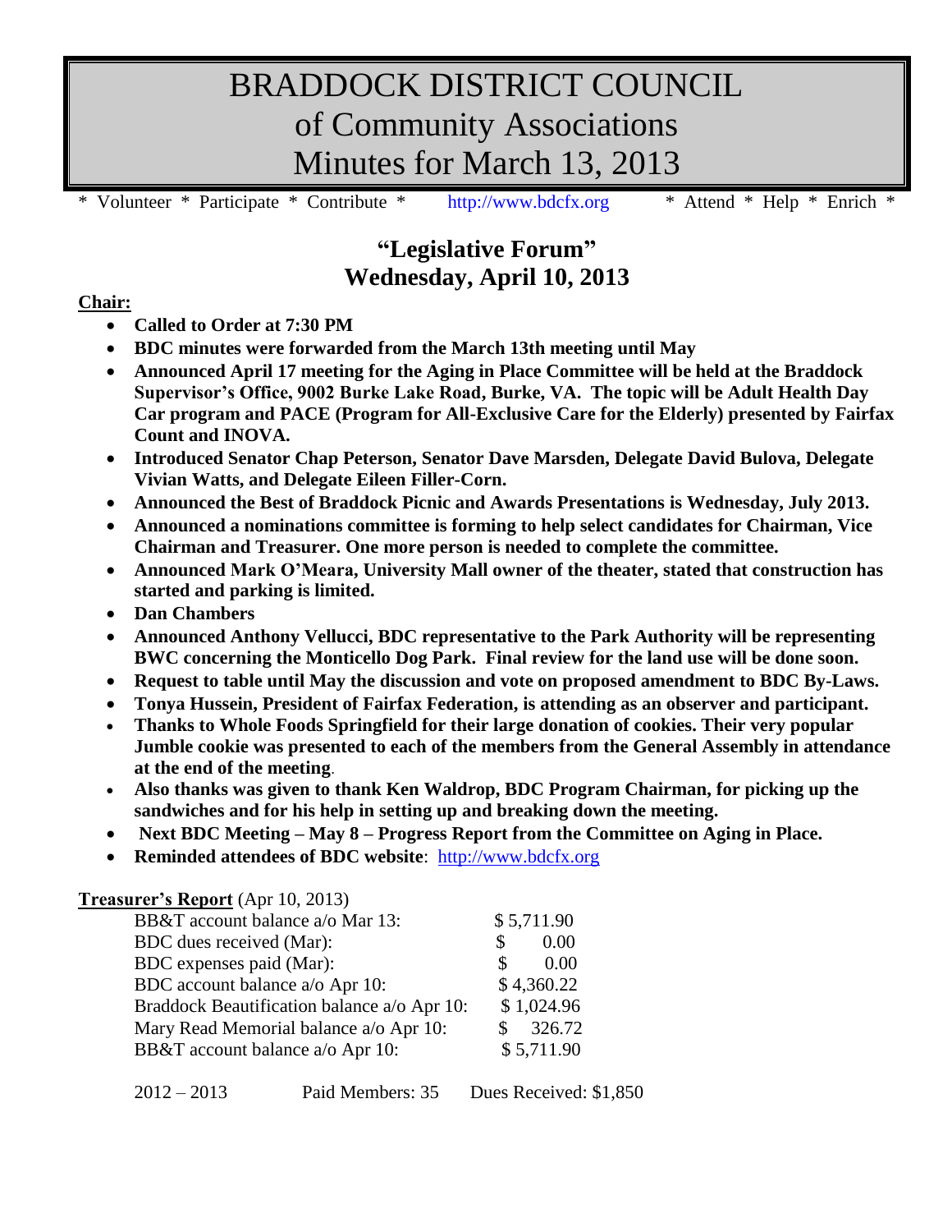# BRADDOCK DISTRICT COUNCIL
# of Community Associations
# Minutes for March 13, 2013

\* Volunteer \* Participate \* Contribute \* http://www.bdcfx.org \* Attend \* Help \* Enrich \*

## "Legislative Forum"
## Wednesday, April 10, 2013

**Chair:**

- **Called to Order at 7:30 PM**
- **BDC minutes were forwarded from the March 13th meeting until May**
- **Announced April 17 meeting for the Aging in Place Committee will be held at the Braddock Supervisor's Office, 9002 Burke Lake Road, Burke, VA. The topic will be Adult Health Day Car program and PACE (Program for All-Exclusive Care for the Elderly) presented by Fairfax Count and INOVA.**
- **Introduced Senator Chap Peterson, Senator Dave Marsden, Delegate David Bulova, Delegate Vivian Watts, and Delegate Eileen Filler-Corn.**
- **Announced the Best of Braddock Picnic and Awards Presentations is Wednesday, July 2013.**
- **Announced a nominations committee is forming to help select candidates for Chairman, Vice Chairman and Treasurer. One more person is needed to complete the committee.**
- **Announced Mark O'Meara, University Mall owner of the theater, stated that construction has started and parking is limited.**
- **Dan Chambers**
- **Announced Anthony Vellucci, BDC representative to the Park Authority will be representing BWC concerning the Monticello Dog Park. Final review for the land use will be done soon.**
- **Request to table until May the discussion and vote on proposed amendment to BDC By-Laws.**
- **Tonya Hussein, President of Fairfax Federation, is attending as an observer and participant.**
- **Thanks to Whole Foods Springfield for their large donation of cookies. Their very popular Jumble cookie was presented to each of the members from the General Assembly in attendance at the end of the meeting**.
- **Also thanks was given to thank Ken Waldrop, BDC Program Chairman, for picking up the sandwiches and for his help in setting up and breaking down the meeting.**
- **Next BDC Meeting – May 8 – Progress Report from the Committee on Aging in Place.**
- **Reminded attendees of BDC website**: http://www.bdcfx.org

**Treasurer's Report** (Apr 10, 2013)

| | |
|---|---|
| BB&T account balance a/o Mar 13: | $ 5,711.90 |
| BDC dues received (Mar): | $ 0.00 |
| BDC expenses paid (Mar): | $ 0.00 |
| BDC account balance a/o Apr 10: | $ 4,360.22 |
| Braddock Beautification balance a/o Apr 10: | $ 1,024.96 |
| Mary Read Memorial balance a/o Apr 10: | $ 326.72 |
| BB&T account balance a/o Apr 10: | $ 5,711.90 |

2012 – 2013 Paid Members: 35 Dues Received: $1,850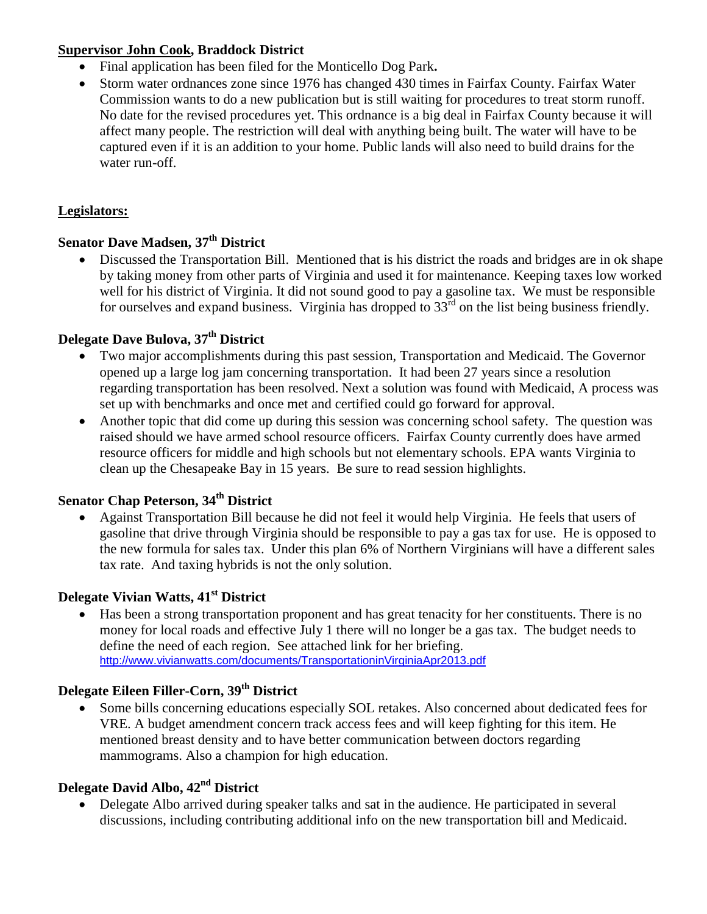**Supervisor John Cook, Braddock District**

- Final application has been filed for the Monticello Dog Park**.**
- Storm water ordnances zone since 1976 has changed 430 times in Fairfax County. Fairfax Water Commission wants to do a new publication but is still waiting for procedures to treat storm runoff. No date for the revised procedures yet. This ordnance is a big deal in Fairfax County because it will affect many people. The restriction will deal with anything being built. The water will have to be captured even if it is an addition to your home. Public lands will also need to build drains for the water run-off.

**Legislators:**

**Senator Dave Madsen, 37th District**

- Discussed the Transportation Bill. Mentioned that is his district the roads and bridges are in ok shape by taking money from other parts of Virginia and used it for maintenance. Keeping taxes low worked well for his district of Virginia. It did not sound good to pay a gasoline tax. We must be responsible for ourselves and expand business. Virginia has dropped to 33rd on the list being business friendly.

**Delegate Dave Bulova, 37th District**

- Two major accomplishments during this past session, Transportation and Medicaid. The Governor opened up a large log jam concerning transportation. It had been 27 years since a resolution regarding transportation has been resolved. Next a solution was found with Medicaid, A process was set up with benchmarks and once met and certified could go forward for approval.
- Another topic that did come up during this session was concerning school safety. The question was raised should we have armed school resource officers. Fairfax County currently does have armed resource officers for middle and high schools but not elementary schools. EPA wants Virginia to clean up the Chesapeake Bay in 15 years. Be sure to read session highlights.

**Senator Chap Peterson, 34th District**

- Against Transportation Bill because he did not feel it would help Virginia. He feels that users of gasoline that drive through Virginia should be responsible to pay a gas tax for use. He is opposed to the new formula for sales tax. Under this plan 6% of Northern Virginians will have a different sales tax rate. And taxing hybrids is not the only solution.

**Delegate Vivian Watts, 41st District**

- Has been a strong transportation proponent and has great tenacity for her constituents. There is no money for local roads and effective July 1 there will no longer be a gas tax. The budget needs to define the need of each region. See attached link for her briefing. http://www.vivianwatts.com/documents/TransportationinVirginiaApr2013.pdf

**Delegate Eileen Filler-Corn, 39th District**

- Some bills concerning educations especially SOL retakes. Also concerned about dedicated fees for VRE. A budget amendment concern track access fees and will keep fighting for this item. He mentioned breast density and to have better communication between doctors regarding mammograms. Also a champion for high education.

**Delegate David Albo, 42nd District**

- Delegate Albo arrived during speaker talks and sat in the audience. He participated in several discussions, including contributing additional info on the new transportation bill and Medicaid.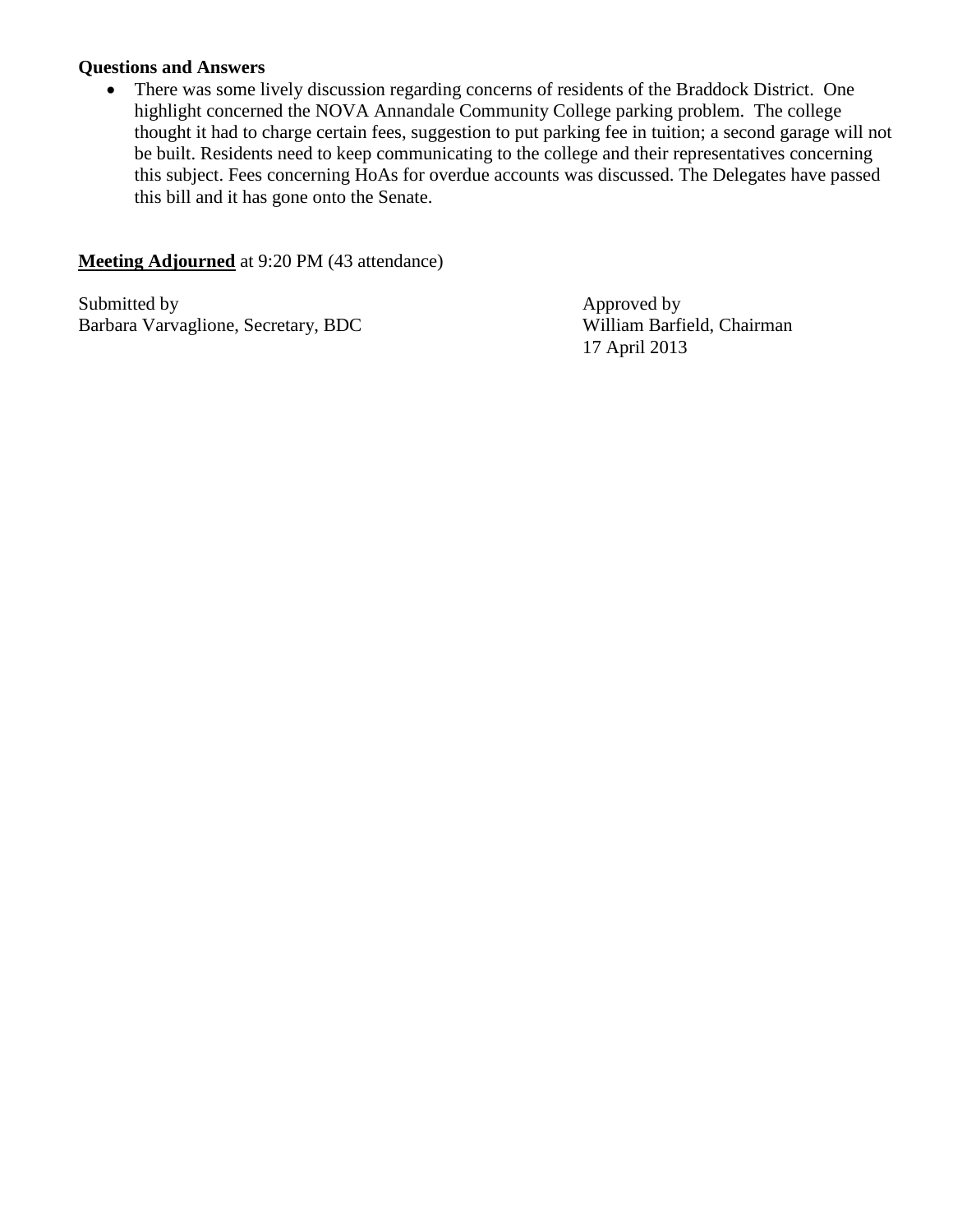**Questions and Answers**

- There was some lively discussion regarding concerns of residents of the Braddock District. One highlight concerned the NOVA Annandale Community College parking problem. The college thought it had to charge certain fees, suggestion to put parking fee in tuition; a second garage will not be built. Residents need to keep communicating to the college and their representatives concerning this subject. Fees concerning HoAs for overdue accounts was discussed. The Delegates have passed this bill and it has gone onto the Senate.

**<u>Meeting Adjourned</u>** at 9:20 PM (43 attendance)

Submitted by
Barbara Varvaglione, Secretary, BDC

Approved by
William Barfield, Chairman
17 April 2013